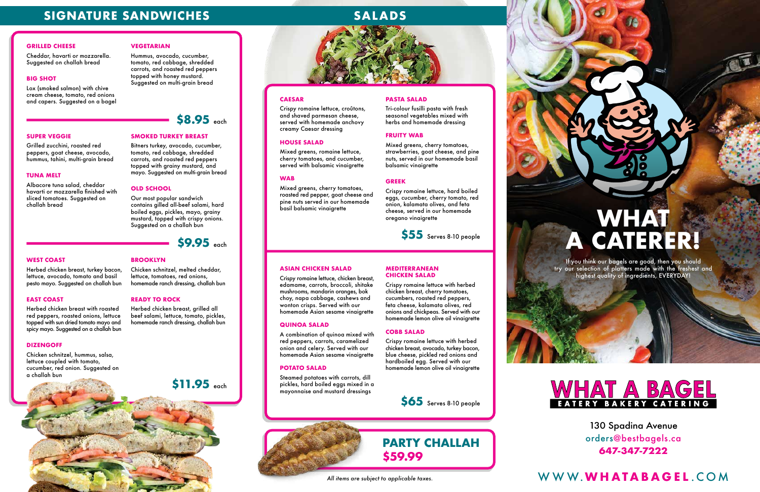## SIGNATURE SANDWICHES

### GRILLED CHEESE
Cheddar, havarti or mozzarella. Suggested on challah bread

### BIG SHOT
Lox (smoked salmon) with chive cream cheese, tomato, red onions and capers. Suggested on a bagel

### VEGETARIAN
Hummus, avocado, cucumber, tomato, red cabbage, shredded carrots, and roasted red peppers topped with honey mustard. Suggested on multi-grain bread

**$8.95** each

### SUPER VEGGIE
Grilled zucchini, roasted red peppers, goat cheese, avocado, hummus, tahini, multi-grain bread

### TUNA MELT
Albacore tuna salad, cheddar havarti or mozzarella finished with sliced tomatoes. Suggested on challah bread

### SMOKED TURKEY BREAST
Bitners turkey, avocado, cucumber, tomato, red cabbage, shredded carrots, and roasted red peppers topped with grainy mustard, and mayo. Suggested on multi-grain bread

### OLD SCHOOL
Our most popular sandwich contains gilled all-beef salami, hard boiled eggs, pickles, mayo, grainy mustard, topped with crispy onions. Suggested on a challah bun

**$9.95** each

### WEST COAST
Herbed chicken breast, turkey bacon, lettuce, avocado, tomato and basil pesto mayo. Suggested on challah bun

### EAST COAST
Herbed chicken breast with roasted red peppers, roasted onions, lettuce topped with sun dried tomato mayo and spicy mayo. Suggested on a challah bun

### DIZENGOFF
Chicken schnitzel, hummus, salsa, lettuce coupled with tomato, cucumber, red onion. Suggested on a challah bun

### BROOKLYN
Chicken schnitzel, melted cheddar, lettuce, tomatoes, red onions, homemade ranch dressing, challah bun

### READY TO ROCK
Herbed chicken breast, grilled all beef salami, lettuce, tomato, pickles, homemade ranch dressing, challah bun

**$11.95** each

## SALADS

### CAESAR
Crispy romaine lettuce, croûtons, and shaved parmesan cheese, served with homemade anchovy creamy Caesar dressing

### HOUSE SALAD
Mixed greens, romaine lettuce, cherry tomatoes, and cucumber, served with balsamic vinaigrette

### WAB
Mixed greens, cherry tomatoes, roasted red pepper, goat cheese and pine nuts served in our homemade basil balsamic vinaigrette

### PASTA SALAD
Tri-colour fusilli pasta with fresh seasonal vegetables mixed with herbs and homemade dressing

### FRUITY WAB
Mixed greens, cherry tomatoes, strawberries, goat cheese, and pine nuts, served in our homemade basil balsamic vinaigrette

### GREEK
Crispy romaine lettuce, hard boiled eggs, cucumber, cherry tomato, red onion, kalamata olives, and feta cheese, served in our homemade oregano vinaigrette

**$55** Serves 8-10 people

### ASIAN CHICKEN SALAD
Crispy romaine lettuce, chicken breast, edamame, carrots, broccoli, shitake mushrooms, mandarin oranges, bok choy, napa cabbage, cashews and wonton crisps. Served with our homemade Asian sesame vinaigrette

### QUINOA SALAD
A combination of quinoa mixed with red peppers, carrots, caramelized onion and celery. Served with our homemade Asian sesame vinaigrette

### POTATO SALAD
Steamed potatoes with carrots, dill pickles, hard boiled eggs mixed in a mayonnaise and mustard dressings

### MEDITERRANEAN CHICKEN SALAD
Crispy romaine lettuce with herbed chicken breast, cherry tomatoes, cucumbers, roasted red peppers, feta cheese, kalamata olives, red onions and chickpeas. Served with our homemade lemon olive oil vinaigrette

### COBB SALAD
Crispy romaine lettuce with herbed chicken breast, avocado, turkey bacon, blue cheese, pickled red onions and hardboiled egg. Served with our homemade lemon olive oil vinaigrette

**$65** Serves 8-10 people

## PARTY CHALLAH
**$59.99**

*All items are subject to applicable taxes.*

# WHAT A CATERER!

If you think our bagels are good, then you should try our selection of platters made with the freshest and highest quality of ingredients, EVERYDAY!

**WHAT A BAGEL**
EATERY BAKERY CATERING

130 Spadina Avenue
orders@bestbagels.ca
**647-347-7222**

WWW.**WHATABAGEL**.COM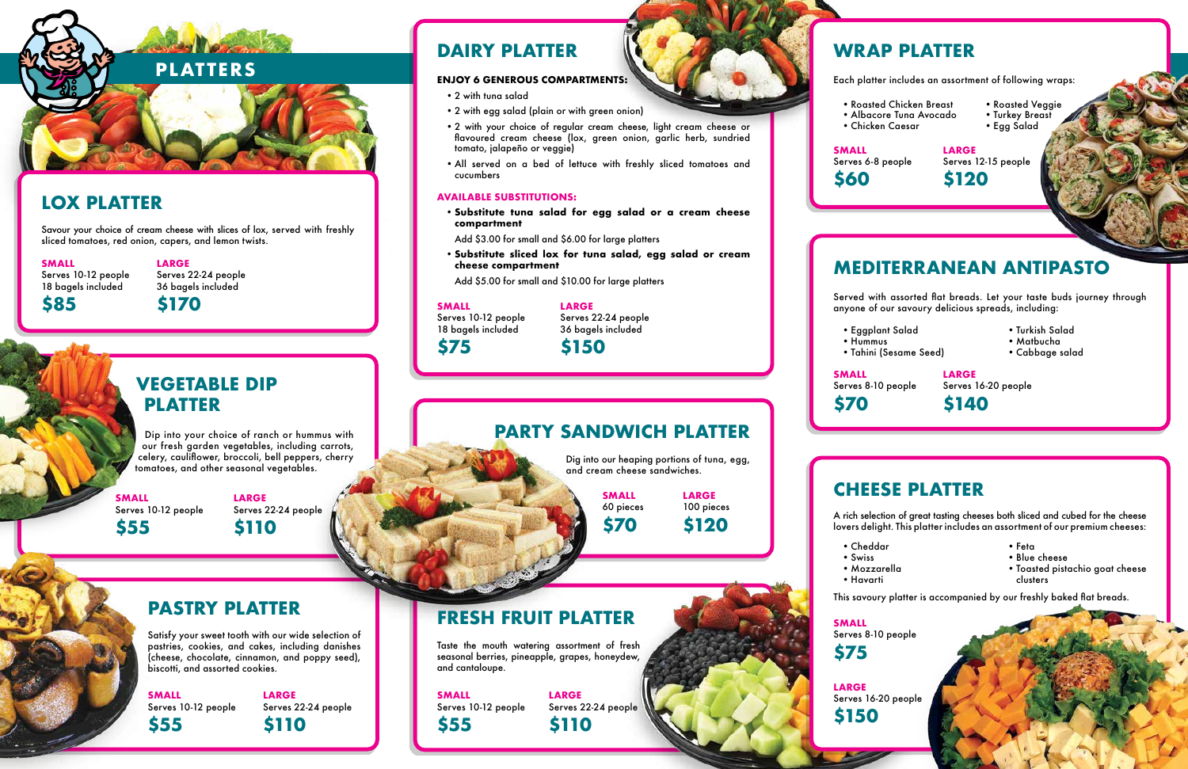# PLATTERS

## LOX PLATTER

Savour your choice of cream cheese with slices of lox, served with freshly sliced tomatoes, red onion, capers, and lemon twists.

**SMALL**
Serves 10-12 people
18 bagels included
**$85**

**LARGE**
Serves 22-24 people
36 bagels included
**$170**

## VEGETABLE DIP PLATTER

Dip into your choice of ranch or hummus with our fresh garden vegetables, including carrots, celery, cauliflower, broccoli, bell peppers, cherry tomatoes, and other seasonal vegetables.

**SMALL**
Serves 10-12 people
**$55**

**LARGE**
Serves 22-24 people
**$110**

## PASTRY PLATTER

Satisfy your sweet tooth with our wide selection of pastries, cookies, and cakes, including danishes (cheese, chocolate, cinnamon, and poppy seed), biscotti, and assorted cookies.

**SMALL**
Serves 10-12 people
**$55**

**LARGE**
Serves 22-24 people
**$110**

## DAIRY PLATTER

**ENJOY 6 GENEROUS COMPARTMENTS:**

- 2 with tuna salad
- 2 with egg salad (plain or with green onion)
- 2 with your choice of regular cream cheese, light cream cheese or flavoured cream cheese (lox, green onion, garlic herb, sundried tomato, jalapeño or veggie)
- All served on a bed of lettuce with freshly sliced tomatoes and cucumbers

**AVAILABLE SUBSTITUTIONS:**

- **Substitute tuna salad for egg salad or a cream cheese compartment**

  Add $3.00 for small and $6.00 for large platters

- **Substitute sliced lox for tuna salad, egg salad or cream cheese compartment**

  Add $5.00 for small and $10.00 for large platters

**SMALL**
Serves 10-12 people
18 bagels included
**$75**

**LARGE**
Serves 22-24 people
36 bagels included
**$150**

## PARTY SANDWICH PLATTER

Dig into our heaping portions of tuna, egg, and cream cheese sandwiches.

**SMALL**
60 pieces
**$70**

**LARGE**
100 pieces
**$120**

## FRESH FRUIT PLATTER

Taste the mouth watering assortment of fresh seasonal berries, pineapple, grapes, honeydew, and cantaloupe.

**SMALL**
Serves 10-12 people
**$55**

**LARGE**
Serves 22-24 people
**$110**

## WRAP PLATTER

Each platter includes an assortment of following wraps:

- Roasted Chicken Breast
- Albacore Tuna Avocado
- Chicken Caesar
- Roasted Veggie
- Turkey Breast
- Egg Salad

**SMALL**
Serves 6-8 people
**$60**

**LARGE**
Serves 12-15 people
**$120**

## MEDITERRANEAN ANTIPASTO

Served with assorted flat breads. Let your taste buds journey through anyone of our savoury delicious spreads, including:

- Eggplant Salad
- Hummus
- Tahini (Sesame Seed)
- Turkish Salad
- Matbucha
- Cabbage salad

**SMALL**
Serves 8-10 people
**$70**

**LARGE**
Serves 16-20 people
**$140**

## CHEESE PLATTER

A rich selection of great tasting cheeses both sliced and cubed for the cheese lovers delight. This platter includes an assortment of our premium cheeses:

- Cheddar
- Swiss
- Mozzarella
- Havarti
- Feta
- Blue cheese
- Toasted pistachio goat cheese clusters

This savoury platter is accompanied by our freshly baked flat breads.

**SMALL**
Serves 8-10 people
**$75**

**LARGE**
Serves 16-20 people
**$150**